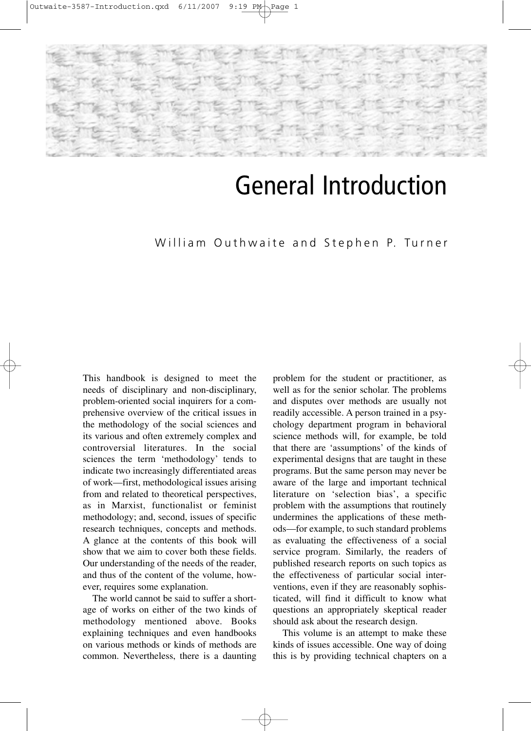# General Introduction

William Outhwaite and Stephen P. Turner

This handbook is designed to meet the needs of disciplinary and non-disciplinary, problem-oriented social inquirers for a comprehensive overview of the critical issues in the methodology of the social sciences and its various and often extremely complex and controversial literatures. In the social sciences the term 'methodology' tends to indicate two increasingly differentiated areas of work—first, methodological issues arising from and related to theoretical perspectives, as in Marxist, functionalist or feminist methodology; and, second, issues of specific research techniques, concepts and methods. A glance at the contents of this book will show that we aim to cover both these fields. Our understanding of the needs of the reader, and thus of the content of the volume, however, requires some explanation.

The world cannot be said to suffer a shortage of works on either of the two kinds of methodology mentioned above. Books explaining techniques and even handbooks on various methods or kinds of methods are common. Nevertheless, there is a daunting problem for the student or practitioner, as well as for the senior scholar. The problems and disputes over methods are usually not readily accessible. A person trained in a psychology department program in behavioral science methods will, for example, be told that there are 'assumptions' of the kinds of experimental designs that are taught in these programs. But the same person may never be aware of the large and important technical literature on 'selection bias', a specific problem with the assumptions that routinely undermines the applications of these methods—for example, to such standard problems as evaluating the effectiveness of a social service program. Similarly, the readers of published research reports on such topics as the effectiveness of particular social interventions, even if they are reasonably sophisticated, will find it difficult to know what questions an appropriately skeptical reader should ask about the research design.

This volume is an attempt to make these kinds of issues accessible. One way of doing this is by providing technical chapters on a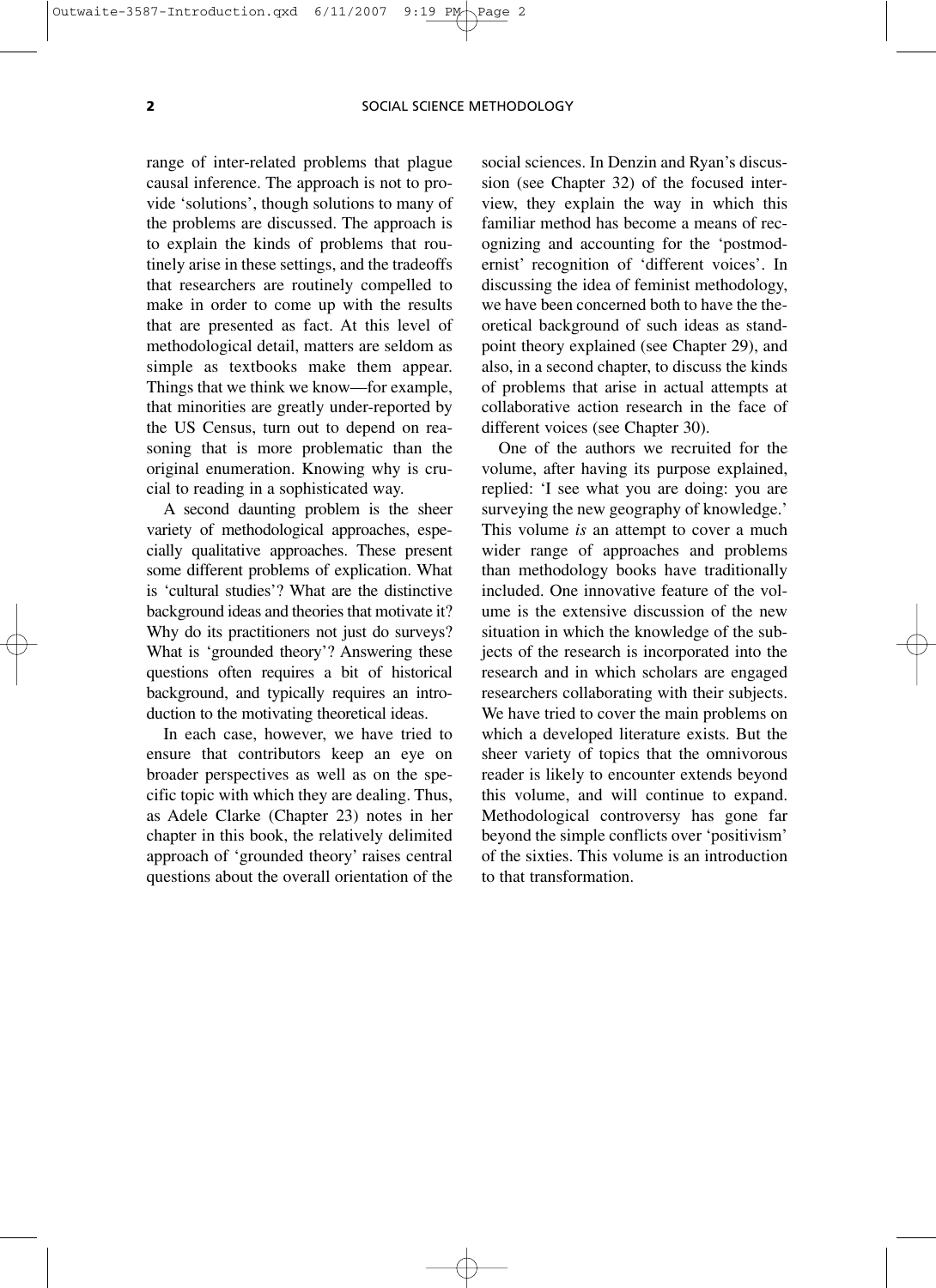range of inter-related problems that plague causal inference. The approach is not to provide 'solutions', though solutions to many of the problems are discussed. The approach is to explain the kinds of problems that routinely arise in these settings, and the tradeoffs that researchers are routinely compelled to make in order to come up with the results that are presented as fact. At this level of methodological detail, matters are seldom as simple as textbooks make them appear. Things that we think we know—for example, that minorities are greatly under-reported by the US Census, turn out to depend on reasoning that is more problematic than the original enumeration. Knowing why is crucial to reading in a sophisticated way.

A second daunting problem is the sheer variety of methodological approaches, especially qualitative approaches. These present some different problems of explication. What is 'cultural studies'? What are the distinctive background ideas and theories that motivate it? Why do its practitioners not just do surveys? What is 'grounded theory'? Answering these questions often requires a bit of historical background, and typically requires an introduction to the motivating theoretical ideas.

In each case, however, we have tried to ensure that contributors keep an eye on broader perspectives as well as on the specific topic with which they are dealing. Thus, as Adele Clarke (Chapter 23) notes in her chapter in this book, the relatively delimited approach of 'grounded theory' raises central questions about the overall orientation of the social sciences. In Denzin and Ryan's discussion (see Chapter 32) of the focused interview, they explain the way in which this familiar method has become a means of recognizing and accounting for the 'postmodernist' recognition of 'different voices'. In discussing the idea of feminist methodology, we have been concerned both to have the theoretical background of such ideas as standpoint theory explained (see Chapter 29), and also, in a second chapter, to discuss the kinds of problems that arise in actual attempts at collaborative action research in the face of different voices (see Chapter 30).

One of the authors we recruited for the volume, after having its purpose explained, replied: 'I see what you are doing: you are surveying the new geography of knowledge.' This volume *is* an attempt to cover a much wider range of approaches and problems than methodology books have traditionally included. One innovative feature of the volume is the extensive discussion of the new situation in which the knowledge of the subjects of the research is incorporated into the research and in which scholars are engaged researchers collaborating with their subjects. We have tried to cover the main problems on which a developed literature exists. But the sheer variety of topics that the omnivorous reader is likely to encounter extends beyond this volume, and will continue to expand. Methodological controversy has gone far beyond the simple conflicts over 'positivism' of the sixties. This volume is an introduction to that transformation.